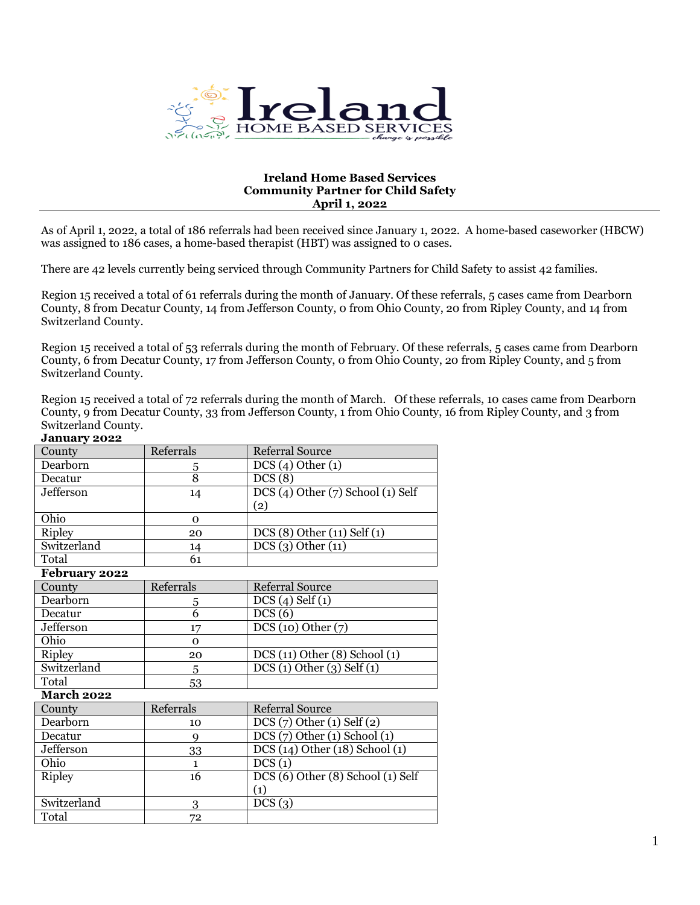**Ireland Home Based Services**
**Community Partner for Child Safety**
**April 1, 2022**

---

As of April 1, 2022, a total of 186 referrals had been received since January 1, 2022. A home-based caseworker (HBCW) was assigned to 186 cases, a home-based therapist (HBT) was assigned to 0 cases.

There are 42 levels currently being serviced through Community Partners for Child Safety to assist 42 families.

Region 15 received a total of 61 referrals during the month of January. Of these referrals, 5 cases came from Dearborn County, 8 from Decatur County, 14 from Jefferson County, 0 from Ohio County, 20 from Ripley County, and 14 from Switzerland County.

Region 15 received a total of 53 referrals during the month of February. Of these referrals, 5 cases came from Dearborn County, 6 from Decatur County, 17 from Jefferson County, 0 from Ohio County, 20 from Ripley County, and 5 from Switzerland County.

Region 15 received a total of 72 referrals during the month of March. Of these referrals, 10 cases came from Dearborn County, 9 from Decatur County, 33 from Jefferson County, 1 from Ohio County, 16 from Ripley County, and 3 from Switzerland County.

**January 2022**

| County | Referrals | Referral Source |
|---|---|---|
| Dearborn | 5 | DCS (4) Other (1) |
| Decatur | 8 | DCS (8) |
| Jefferson | 14 | DCS (4) Other (7) School (1) Self (2) |
| Ohio | 0 | |
| Ripley | 20 | DCS (8) Other (11) Self (1) |
| Switzerland | 14 | DCS (3) Other (11) |
| Total | 61 | |

**February 2022**

| County | Referrals | Referral Source |
|---|---|---|
| Dearborn | 5 | DCS (4) Self (1) |
| Decatur | 6 | DCS (6) |
| Jefferson | 17 | DCS (10) Other (7) |
| Ohio | 0 | |
| Ripley | 20 | DCS (11) Other (8) School (1) |
| Switzerland | 5 | DCS (1) Other (3) Self (1) |
| Total | 53 | |

**March 2022**

| County | Referrals | Referral Source |
|---|---|---|
| Dearborn | 10 | DCS (7) Other (1) Self (2) |
| Decatur | 9 | DCS (7) Other (1) School (1) |
| Jefferson | 33 | DCS (14) Other (18) School (1) |
| Ohio | 1 | DCS (1) |
| Ripley | 16 | DCS (6) Other (8) School (1) Self (1) |
| Switzerland | 3 | DCS (3) |
| Total | 72 | |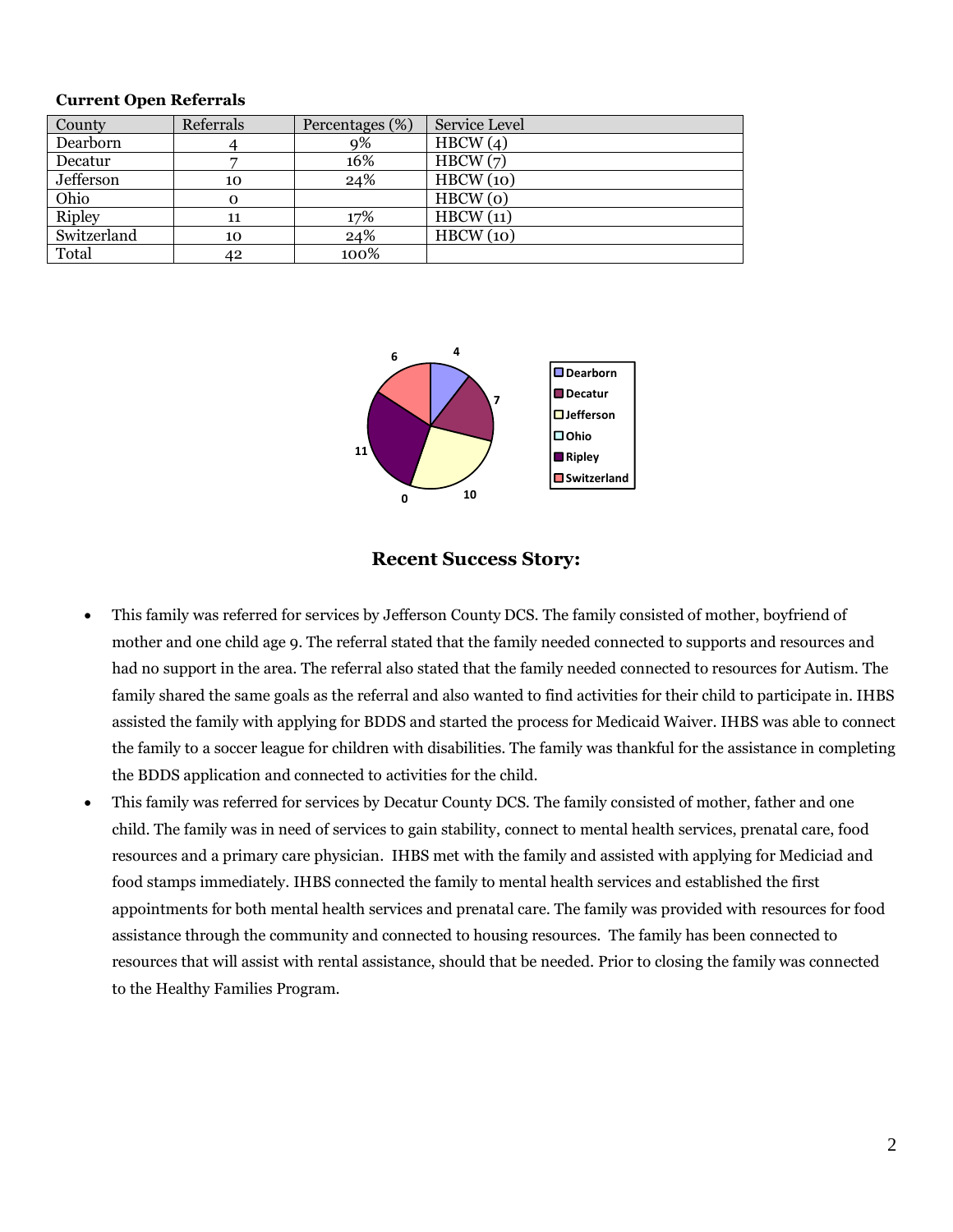**Current Open Referrals**

| County | Referrals | Percentages (%) | Service Level |
|---|---|---|---|
| Dearborn | 4 | 9% | HBCW (4) |
| Decatur | 7 | 16% | HBCW (7) |
| Jefferson | 10 | 24% | HBCW (10) |
| Ohio | 0 | | HBCW (0) |
| Ripley | 11 | 17% | HBCW (11) |
| Switzerland | 10 | 24% | HBCW (10) |
| Total | 42 | 100% | |

4
7
10
0
11
6

Dearborn
Decatur
Jefferson
Ohio
Ripley
Switzerland

## Recent Success Story:

- This family was referred for services by Jefferson County DCS. The family consisted of mother, boyfriend of mother and one child age 9. The referral stated that the family needed connected to supports and resources and had no support in the area. The referral also stated that the family needed connected to resources for Autism. The family shared the same goals as the referral and also wanted to find activities for their child to participate in. IHBS assisted the family with applying for BDDS and started the process for Medicaid Waiver. IHBS was able to connect the family to a soccer league for children with disabilities. The family was thankful for the assistance in completing the BDDS application and connected to activities for the child.
- This family was referred for services by Decatur County DCS. The family consisted of mother, father and one child. The family was in need of services to gain stability, connect to mental health services, prenatal care, food resources and a primary care physician. IHBS met with the family and assisted with applying for Mediciad and food stamps immediately. IHBS connected the family to mental health services and established the first appointments for both mental health services and prenatal care. The family was provided with resources for food assistance through the community and connected to housing resources. The family has been connected to resources that will assist with rental assistance, should that be needed. Prior to closing the family was connected to the Healthy Families Program.